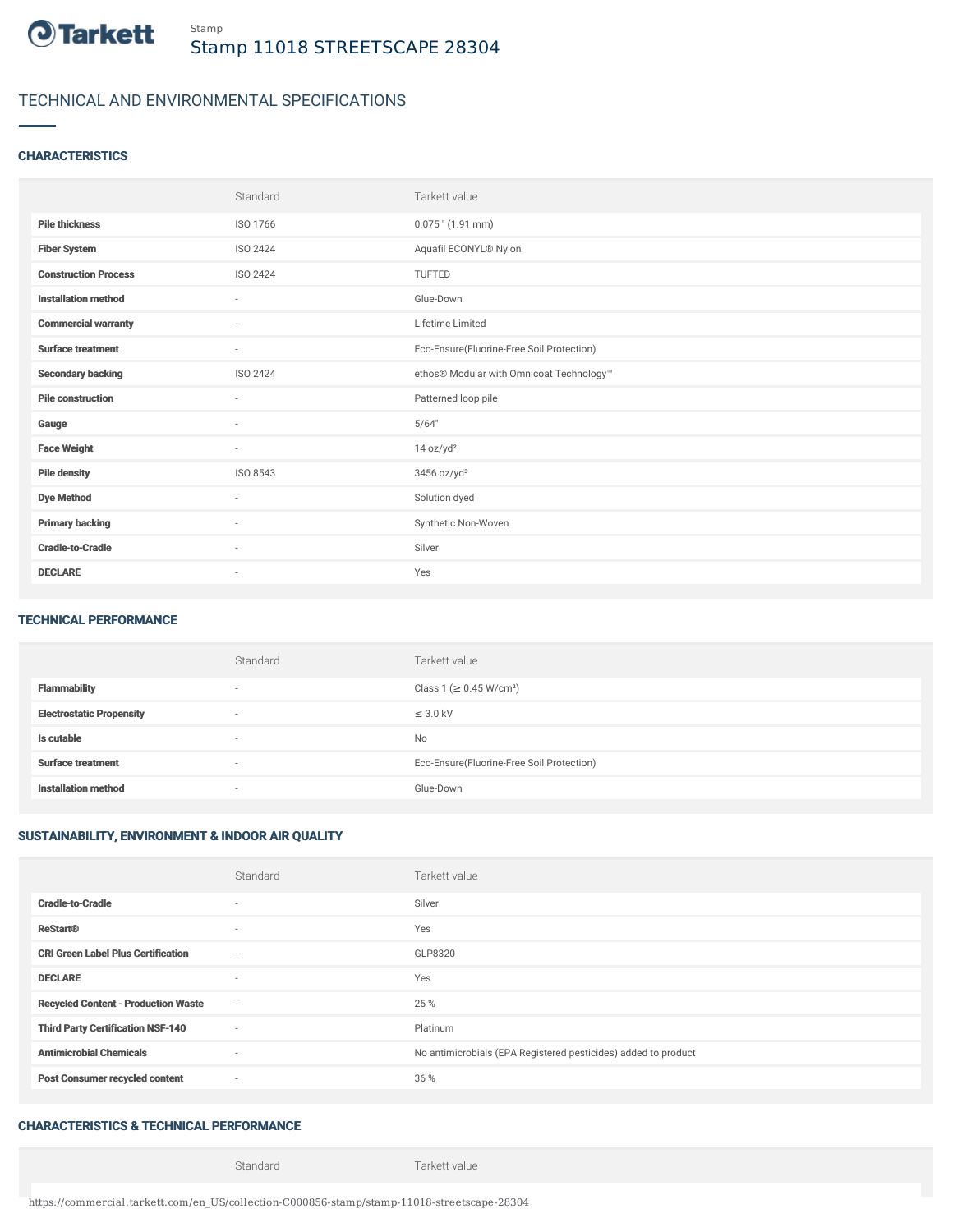Stamp

# Stamp 11018 STREETSCAPE 28304

## TECHNICAL AND ENVIRONMENTAL SPECIFICATIONS

### CHARACTERISTICS

| | Standard | Tarkett value |
|---|---|---|
| **Pile thickness** | ISO 1766 | 0.075 " (1.91 mm) |
| **Fiber System** | ISO 2424 | Aquafil ECONYL® Nylon |
| **Construction Process** | ISO 2424 | TUFTED |
| **Installation method** | - | Glue-Down |
| **Commercial warranty** | - | Lifetime Limited |
| **Surface treatment** | - | Eco-Ensure(Fluorine-Free Soil Protection) |
| **Secondary backing** | ISO 2424 | ethos® Modular with Omnicoat Technology™ |
| **Pile construction** | - | Patterned loop pile |
| **Gauge** | - | 5/64" |
| **Face Weight** | - | 14 oz/yd² |
| **Pile density** | ISO 8543 | 3456 oz/yd³ |
| **Dye Method** | - | Solution dyed |
| **Primary backing** | - | Synthetic Non-Woven |
| **Cradle-to-Cradle** | - | Silver |
| **DECLARE** | - | Yes |

### TECHNICAL PERFORMANCE

| | Standard | Tarkett value |
|---|---|---|
| **Flammability** | - | Class 1 (≥ 0.45 W/cm²) |
| **Electrostatic Propensity** | - | ≤ 3.0 kV |
| **Is cutable** | - | No |
| **Surface treatment** | - | Eco-Ensure(Fluorine-Free Soil Protection) |
| **Installation method** | - | Glue-Down |

### SUSTAINABILITY, ENVIRONMENT & INDOOR AIR QUALITY

| | Standard | Tarkett value |
|---|---|---|
| **Cradle-to-Cradle** | - | Silver |
| **ReStart®** | - | Yes |
| **CRI Green Label Plus Certification** | - | GLP8320 |
| **DECLARE** | - | Yes |
| **Recycled Content - Production Waste** | - | 25 % |
| **Third Party Certification NSF-140** | - | Platinum |
| **Antimicrobial Chemicals** | - | No antimicrobials (EPA Registered pesticides) added to product |
| **Post Consumer recycled content** | - | 36 % |

### CHARACTERISTICS & TECHNICAL PERFORMANCE

| | Standard | Tarkett value |
|---|---|---|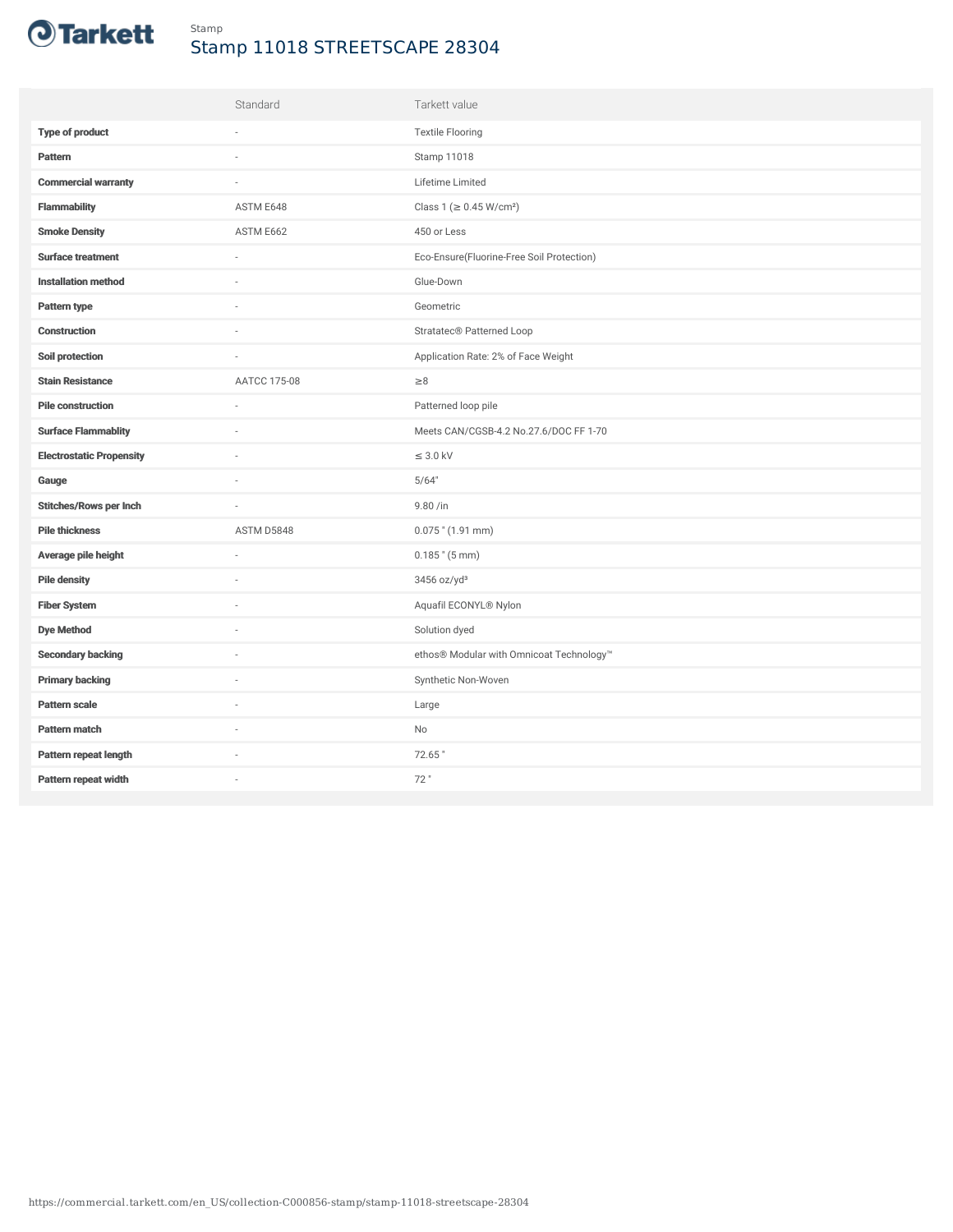Stamp

# Stamp 11018 STREETSCAPE 28304

| | Standard | Tarkett value |
|---|---|---|
| **Type of product** | - | Textile Flooring |
| **Pattern** | - | Stamp 11018 |
| **Commercial warranty** | - | Lifetime Limited |
| **Flammability** | ASTM E648 | Class 1 (≥ 0.45 W/cm²) |
| **Smoke Density** | ASTM E662 | 450 or Less |
| **Surface treatment** | - | Eco-Ensure(Fluorine-Free Soil Protection) |
| **Installation method** | - | Glue-Down |
| **Pattern type** | - | Geometric |
| **Construction** | - | Stratatec® Patterned Loop |
| **Soil protection** | - | Application Rate: 2% of Face Weight |
| **Stain Resistance** | AATCC 175-08 | ≥8 |
| **Pile construction** | - | Patterned loop pile |
| **Surface Flammablity** | - | Meets CAN/CGSB-4.2 No.27.6/DOC FF 1-70 |
| **Electrostatic Propensity** | - | ≤ 3.0 kV |
| **Gauge** | - | 5/64" |
| **Stitches/Rows per Inch** | - | 9.80 /in |
| **Pile thickness** | ASTM D5848 | 0.075 " (1.91 mm) |
| **Average pile height** | - | 0.185 " (5 mm) |
| **Pile density** | - | 3456 oz/yd³ |
| **Fiber System** | - | Aquafil ECONYL® Nylon |
| **Dye Method** | - | Solution dyed |
| **Secondary backing** | - | ethos® Modular with Omnicoat Technology™ |
| **Primary backing** | - | Synthetic Non-Woven |
| **Pattern scale** | - | Large |
| **Pattern match** | - | No |
| **Pattern repeat length** | - | 72.65 " |
| **Pattern repeat width** | - | 72 " |

https://commercial.tarkett.com/en_US/collection-C000856-stamp/stamp-11018-streetscape-28304